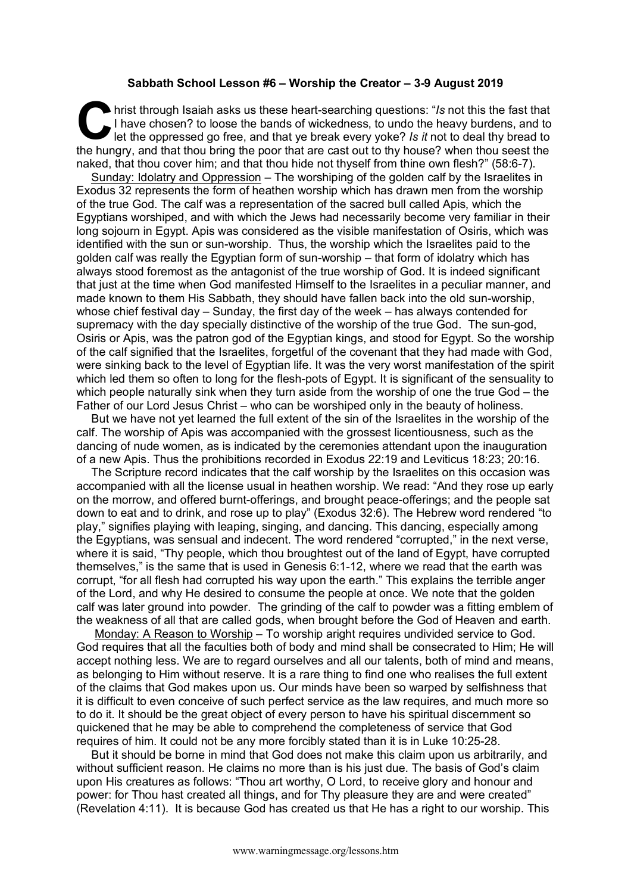**Sabbath School Lesson #6 – Worship the Creator – 3-9 August 2019**

Christ through Isaiah asks us these heart-searching questions: "*Is* not this the fast that I have chosen? to loose the bands of wickedness, to undo the heavy burdens, and to let the oppressed go free, and that ye break every yoke? *Is it* not to deal thy bread to the hungry, and that thou bring the poor that are cast out to thy house? when thou seest the naked, that thou cover him; and that thou hide not thyself from thine own flesh?" (58:6-7).

Sunday: Idolatry and Oppression – The worshiping of the golden calf by the Israelites in Exodus 32 represents the form of heathen worship which has drawn men from the worship of the true God. The calf was a representation of the sacred bull called Apis, which the Egyptians worshiped, and with which the Jews had necessarily become very familiar in their long sojourn in Egypt. Apis was considered as the visible manifestation of Osiris, which was identified with the sun or sun-worship. Thus, the worship which the Israelites paid to the golden calf was really the Egyptian form of sun-worship – that form of idolatry which has always stood foremost as the antagonist of the true worship of God. It is indeed significant that just at the time when God manifested Himself to the Israelites in a peculiar manner, and made known to them His Sabbath, they should have fallen back into the old sun-worship, whose chief festival day – Sunday, the first day of the week – has always contended for supremacy with the day specially distinctive of the worship of the true God. The sun-god, Osiris or Apis, was the patron god of the Egyptian kings, and stood for Egypt. So the worship of the calf signified that the Israelites, forgetful of the covenant that they had made with God, were sinking back to the level of Egyptian life. It was the very worst manifestation of the spirit which led them so often to long for the flesh-pots of Egypt. It is significant of the sensuality to which people naturally sink when they turn aside from the worship of one the true God – the Father of our Lord Jesus Christ – who can be worshiped only in the beauty of holiness.

But we have not yet learned the full extent of the sin of the Israelites in the worship of the calf. The worship of Apis was accompanied with the grossest licentiousness, such as the dancing of nude women, as is indicated by the ceremonies attendant upon the inauguration of a new Apis. Thus the prohibitions recorded in Exodus 22:19 and Leviticus 18:23; 20:16.

The Scripture record indicates that the calf worship by the Israelites on this occasion was accompanied with all the license usual in heathen worship. We read: "And they rose up early on the morrow, and offered burnt-offerings, and brought peace-offerings; and the people sat down to eat and to drink, and rose up to play" (Exodus 32:6). The Hebrew word rendered "to play," signifies playing with leaping, singing, and dancing. This dancing, especially among the Egyptians, was sensual and indecent. The word rendered "corrupted," in the next verse, where it is said, "Thy people, which thou broughtest out of the land of Egypt, have corrupted themselves," is the same that is used in Genesis 6:1-12, where we read that the earth was corrupt, "for all flesh had corrupted his way upon the earth." This explains the terrible anger of the Lord, and why He desired to consume the people at once. We note that the golden calf was later ground into powder. The grinding of the calf to powder was a fitting emblem of the weakness of all that are called gods, when brought before the God of Heaven and earth.

Monday: A Reason to Worship – To worship aright requires undivided service to God. God requires that all the faculties both of body and mind shall be consecrated to Him; He will accept nothing less. We are to regard ourselves and all our talents, both of mind and means, as belonging to Him without reserve. It is a rare thing to find one who realises the full extent of the claims that God makes upon us. Our minds have been so warped by selfishness that it is difficult to even conceive of such perfect service as the law requires, and much more so to do it. It should be the great object of every person to have his spiritual discernment so quickened that he may be able to comprehend the completeness of service that God requires of him. It could not be any more forcibly stated than it is in Luke 10:25-28.

But it should be borne in mind that God does not make this claim upon us arbitrarily, and without sufficient reason. He claims no more than is his just due. The basis of God's claim upon His creatures as follows: "Thou art worthy, O Lord, to receive glory and honour and power: for Thou hast created all things, and for Thy pleasure they are and were created" (Revelation 4:11). It is because God has created us that He has a right to our worship. This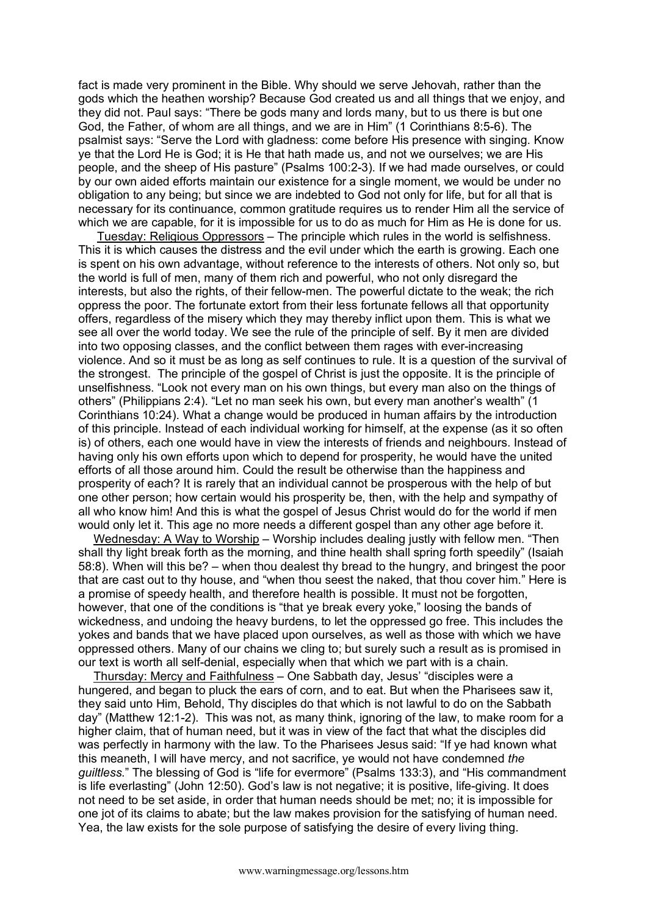fact is made very prominent in the Bible. Why should we serve Jehovah, rather than the gods which the heathen worship? Because God created us and all things that we enjoy, and they did not. Paul says: "There be gods many and lords many, but to us there is but one God, the Father, of whom are all things, and we are in Him" (1 Corinthians 8:5-6). The psalmist says: "Serve the Lord with gladness: come before His presence with singing. Know ye that the Lord He is God; it is He that hath made us, and not we ourselves; we are His people, and the sheep of His pasture" (Psalms 100:2-3). If we had made ourselves, or could by our own aided efforts maintain our existence for a single moment, we would be under no obligation to any being; but since we are indebted to God not only for life, but for all that is necessary for its continuance, common gratitude requires us to render Him all the service of which we are capable, for it is impossible for us to do as much for Him as He is done for us.

Tuesday: Religious Oppressors – The principle which rules in the world is selfishness. This it is which causes the distress and the evil under which the earth is growing. Each one is spent on his own advantage, without reference to the interests of others. Not only so, but the world is full of men, many of them rich and powerful, who not only disregard the interests, but also the rights, of their fellow-men. The powerful dictate to the weak; the rich oppress the poor. The fortunate extort from their less fortunate fellows all that opportunity offers, regardless of the misery which they may thereby inflict upon them. This is what we see all over the world today. We see the rule of the principle of self. By it men are divided into two opposing classes, and the conflict between them rages with ever-increasing violence. And so it must be as long as self continues to rule. It is a question of the survival of the strongest. The principle of the gospel of Christ is just the opposite. It is the principle of unselfishness. "Look not every man on his own things, but every man also on the things of others" (Philippians 2:4). "Let no man seek his own, but every man another's wealth" (1 Corinthians 10:24). What a change would be produced in human affairs by the introduction of this principle. Instead of each individual working for himself, at the expense (as it so often is) of others, each one would have in view the interests of friends and neighbours. Instead of having only his own efforts upon which to depend for prosperity, he would have the united efforts of all those around him. Could the result be otherwise than the happiness and prosperity of each? It is rarely that an individual cannot be prosperous with the help of but one other person; how certain would his prosperity be, then, with the help and sympathy of all who know him! And this is what the gospel of Jesus Christ would do for the world if men would only let it. This age no more needs a different gospel than any other age before it.

Wednesday: A Way to Worship – Worship includes dealing justly with fellow men. "Then shall thy light break forth as the morning, and thine health shall spring forth speedily" (Isaiah 58:8). When will this be? – when thou dealest thy bread to the hungry, and bringest the poor that are cast out to thy house, and "when thou seest the naked, that thou cover him." Here is a promise of speedy health, and therefore health is possible. It must not be forgotten, however, that one of the conditions is "that ye break every yoke," loosing the bands of wickedness, and undoing the heavy burdens, to let the oppressed go free. This includes the yokes and bands that we have placed upon ourselves, as well as those with which we have oppressed others. Many of our chains we cling to; but surely such a result as is promised in our text is worth all self-denial, especially when that which we part with is a chain.

Thursday: Mercy and Faithfulness – One Sabbath day, Jesus' "disciples were a hungered, and began to pluck the ears of corn, and to eat. But when the Pharisees saw it, they said unto Him, Behold, Thy disciples do that which is not lawful to do on the Sabbath day" (Matthew 12:1-2). This was not, as many think, ignoring of the law, to make room for a higher claim, that of human need, but it was in view of the fact that what the disciples did was perfectly in harmony with the law. To the Pharisees Jesus said: "If ye had known what this meaneth, I will have mercy, and not sacrifice, ye would not have condemned *the guiltless*." The blessing of God is "life for evermore" (Psalms 133:3), and "His commandment is life everlasting" (John 12:50). God's law is not negative; it is positive, life-giving. It does not need to be set aside, in order that human needs should be met; no; it is impossible for one jot of its claims to abate; but the law makes provision for the satisfying of human need. Yea, the law exists for the sole purpose of satisfying the desire of every living thing.